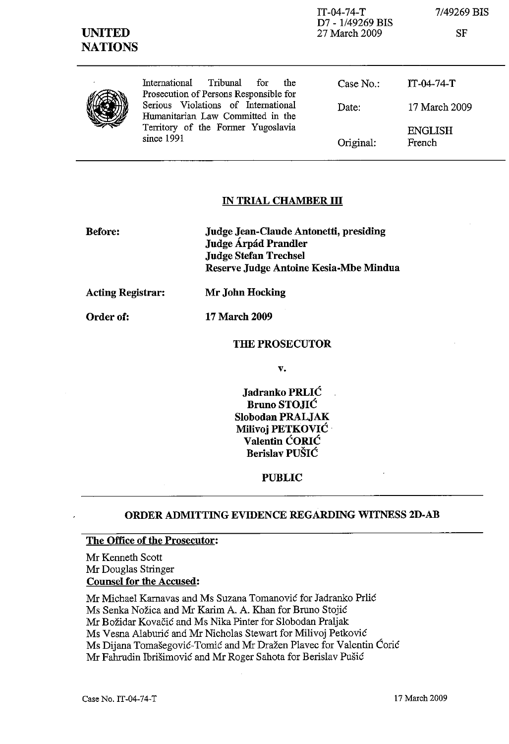IT-04-74-T
D7 - 1/49269 BIS
27 March 2009

7/49269 BIS

SF

**UNITED NATIONS**

| | | |
|---|---|---|
| International Tribunal for the Prosecution of Persons Responsible for Serious Violations of International Humanitarian Law Committed in the Territory of the Former Yugoslavia since 1991 | Case No.: | IT-04-74-T |
| | Date: | 17 March 2009 |
| | | ENGLISH |
| | Original: | French |

## IN TRIAL CHAMBER III

**Before:** **Judge Jean-Claude Antonetti, presiding**
**Judge Árpád Prandler**
**Judge Stefan Trechsel**
**Reserve Judge Antoine Kesia-Mbe Mindua**

**Acting Registrar:** **Mr John Hocking**

**Order of:** **17 March 2009**

**THE PROSECUTOR**

**v.**

**Jadranko PRLIĆ**
**Bruno STOJIĆ**
**Slobodan PRALJAK**
**Milivoj PETKOVIĆ**
**Valentin ĆORIĆ**
**Berislav PUŠIĆ**

**PUBLIC**

## ORDER ADMITTING EVIDENCE REGARDING WITNESS 2D-AB

**The Office of the Prosecutor:**

Mr Kenneth Scott
Mr Douglas Stringer

**Counsel for the Accused:**

Mr Michael Karnavas and Ms Suzana Tomanović for Jadranko Prlić
Ms Senka Nožica and Mr Karim A. A. Khan for Bruno Stojić
Mr Božidar Kovačić and Ms Nika Pinter for Slobodan Praljak
Ms Vesna Alaburić and Mr Nicholas Stewart for Milivoj Petković
Ms Dijana Tomašegović-Tomić and Mr Dražen Plavec for Valentin Ćorić
Mr Fahrudin Ibrišimović and Mr Roger Sahota for Berislav Pušić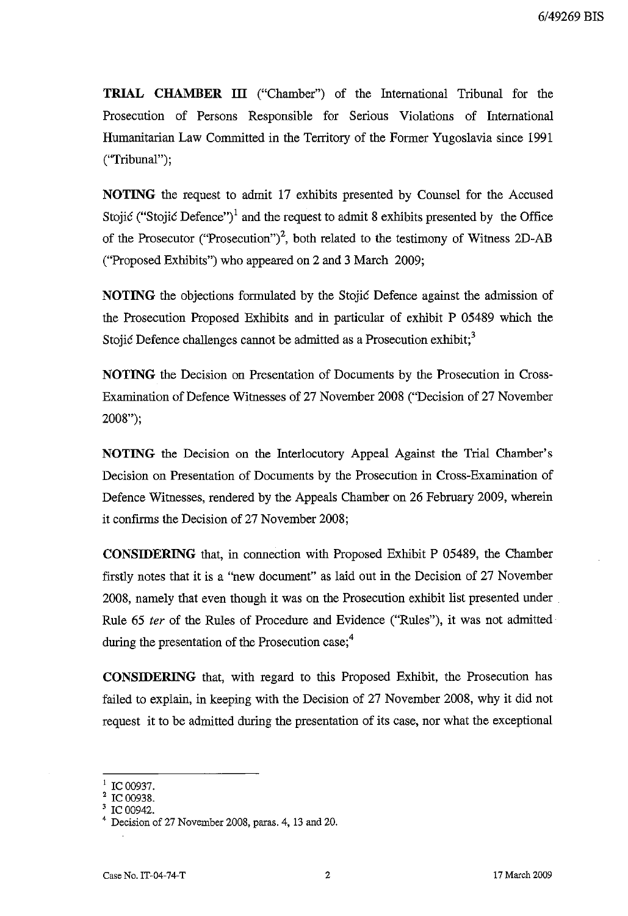**TRIAL CHAMBER III** ("Chamber") of the International Tribunal for the Prosecution of Persons Responsible for Serious Violations of International Humanitarian Law Committed in the Territory of the Former Yugoslavia since 1991 ("Tribunal");

**NOTING** the request to admit 17 exhibits presented by Counsel for the Accused Stojić ("Stojić Defence")[1] and the request to admit 8 exhibits presented by the Office of the Prosecutor ("Prosecution")[2], both related to the testimony of Witness 2D-AB ("Proposed Exhibits") who appeared on 2 and 3 March 2009;

**NOTING** the objections formulated by the Stojić Defence against the admission of the Prosecution Proposed Exhibits and in particular of exhibit P 05489 which the Stojić Defence challenges cannot be admitted as a Prosecution exhibit;[3]

**NOTING** the Decision on Presentation of Documents by the Prosecution in Cross-Examination of Defence Witnesses of 27 November 2008 ("Decision of 27 November 2008");

**NOTING** the Decision on the Interlocutory Appeal Against the Trial Chamber's Decision on Presentation of Documents by the Prosecution in Cross-Examination of Defence Witnesses, rendered by the Appeals Chamber on 26 February 2009, wherein it confirms the Decision of 27 November 2008;

**CONSIDERING** that, in connection with Proposed Exhibit P 05489, the Chamber firstly notes that it is a "new document" as laid out in the Decision of 27 November 2008, namely that even though it was on the Prosecution exhibit list presented under Rule 65 *ter* of the Rules of Procedure and Evidence ("Rules"), it was not admitted during the presentation of the Prosecution case;[4]

**CONSIDERING** that, with regard to this Proposed Exhibit, the Prosecution has failed to explain, in keeping with the Decision of 27 November 2008, why it did not request it to be admitted during the presentation of its case, nor what the exceptional

---

[1] IC 00937.

[2] IC 00938.

[3] IC 00942.

[4] Decision of 27 November 2008, paras. 4, 13 and 20.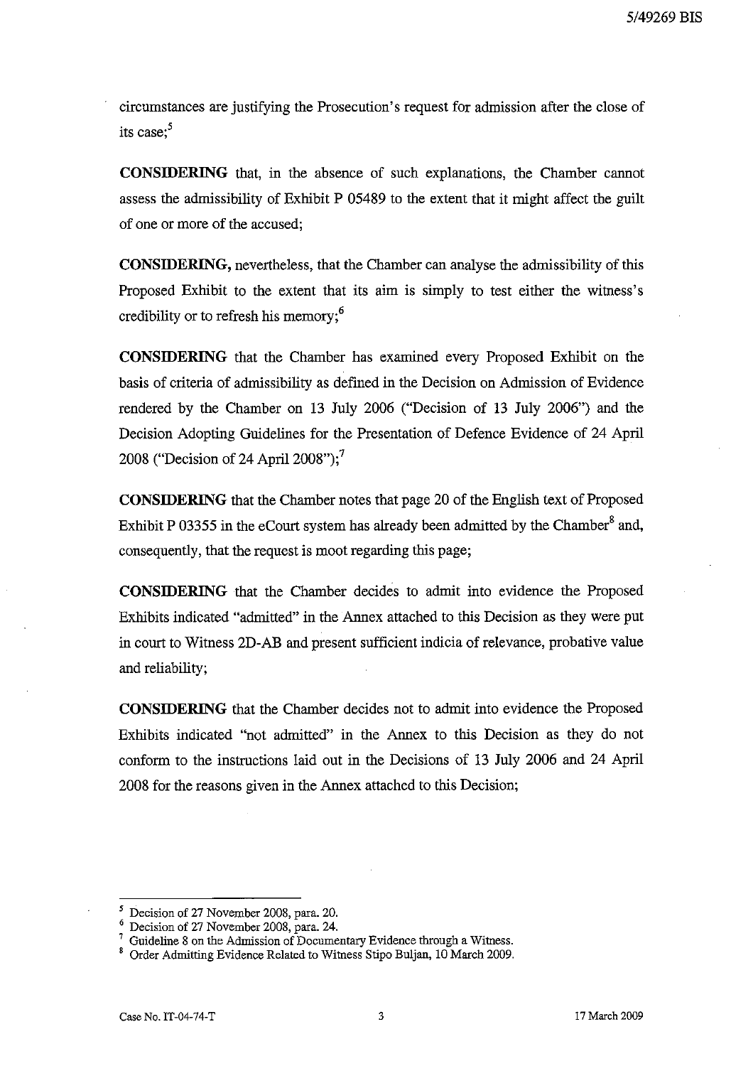circumstances are justifying the Prosecution's request for admission after the close of its case;[5]

**CONSIDERING** that, in the absence of such explanations, the Chamber cannot assess the admissibility of Exhibit P 05489 to the extent that it might affect the guilt of one or more of the accused;

**CONSIDERING,** nevertheless, that the Chamber can analyse the admissibility of this Proposed Exhibit to the extent that its aim is simply to test either the witness's credibility or to refresh his memory;[6]

**CONSIDERING** that the Chamber has examined every Proposed Exhibit on the basis of criteria of admissibility as defined in the Decision on Admission of Evidence rendered by the Chamber on 13 July 2006 ("Decision of 13 July 2006") and the Decision Adopting Guidelines for the Presentation of Defence Evidence of 24 April 2008 ("Decision of 24 April 2008");[7]

**CONSIDERING** that the Chamber notes that page 20 of the English text of Proposed Exhibit P 03355 in the eCourt system has already been admitted by the Chamber[8] and, consequently, that the request is moot regarding this page;

**CONSIDERING** that the Chamber decides to admit into evidence the Proposed Exhibits indicated "admitted" in the Annex attached to this Decision as they were put in court to Witness 2D-AB and present sufficient indicia of relevance, probative value and reliability;

**CONSIDERING** that the Chamber decides not to admit into evidence the Proposed Exhibits indicated "not admitted" in the Annex to this Decision as they do not conform to the instructions laid out in the Decisions of 13 July 2006 and 24 April 2008 for the reasons given in the Annex attached to this Decision;

---

[5] Decision of 27 November 2008, para. 20.

[6] Decision of 27 November 2008, para. 24.

[7] Guideline 8 on the Admission of Documentary Evidence through a Witness.

[8] Order Admitting Evidence Related to Witness Stipo Buljan, 10 March 2009.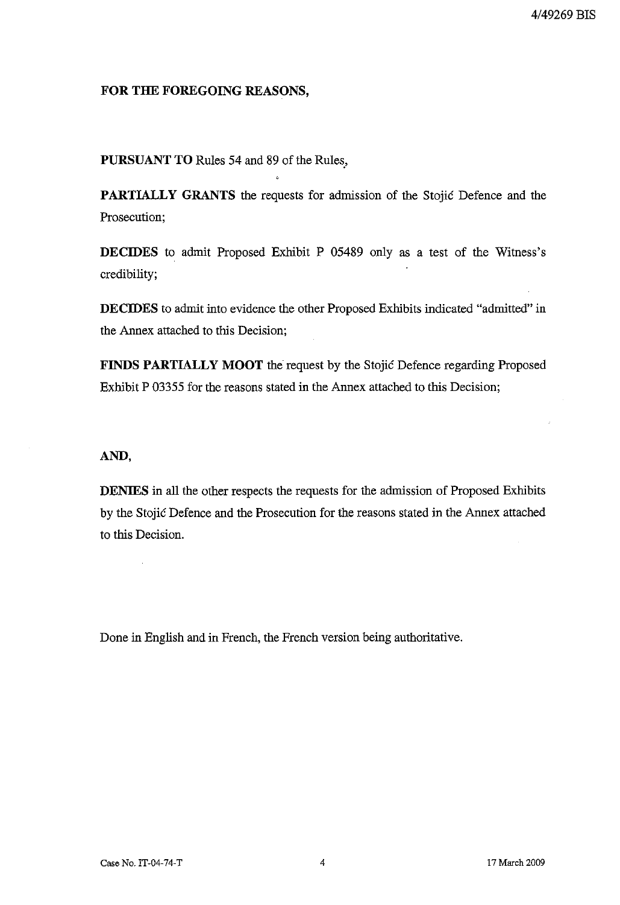**FOR THE FOREGOING REASONS,**

**PURSUANT TO** Rules 54 and 89 of the Rules,

**PARTIALLY GRANTS** the requests for admission of the Stojić Defence and the Prosecution;

**DECIDES** to admit Proposed Exhibit P 05489 only as a test of the Witness's credibility;

**DECIDES** to admit into evidence the other Proposed Exhibits indicated "admitted" in the Annex attached to this Decision;

**FINDS PARTIALLY MOOT** the request by the Stojić Defence regarding Proposed Exhibit P 03355 for the reasons stated in the Annex attached to this Decision;

**AND,**

**DENIES** in all the other respects the requests for the admission of Proposed Exhibits by the Stojić Defence and the Prosecution for the reasons stated in the Annex attached to this Decision.

Done in English and in French, the French version being authoritative.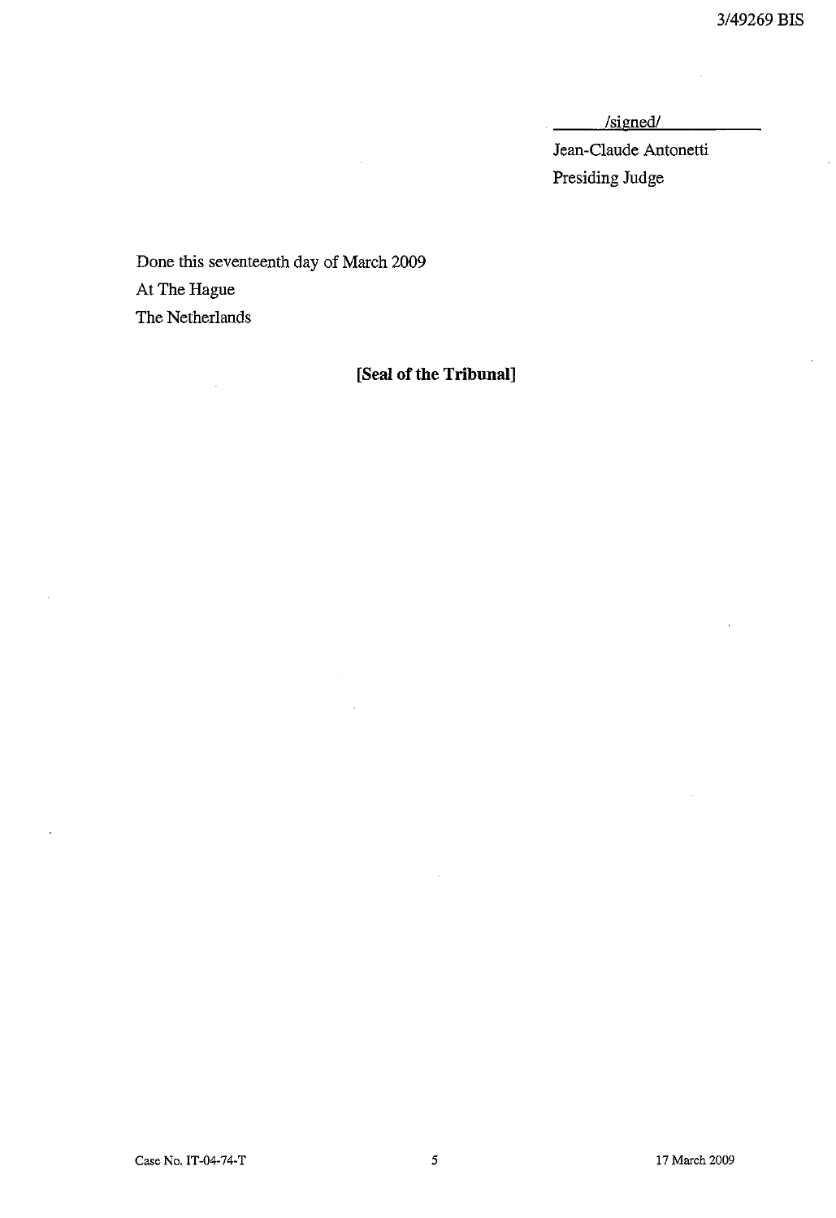/signed/

Jean-Claude Antonetti

Presiding Judge

Done this seventeenth day of March 2009

At The Hague

The Netherlands

**[Seal of the Tribunal]**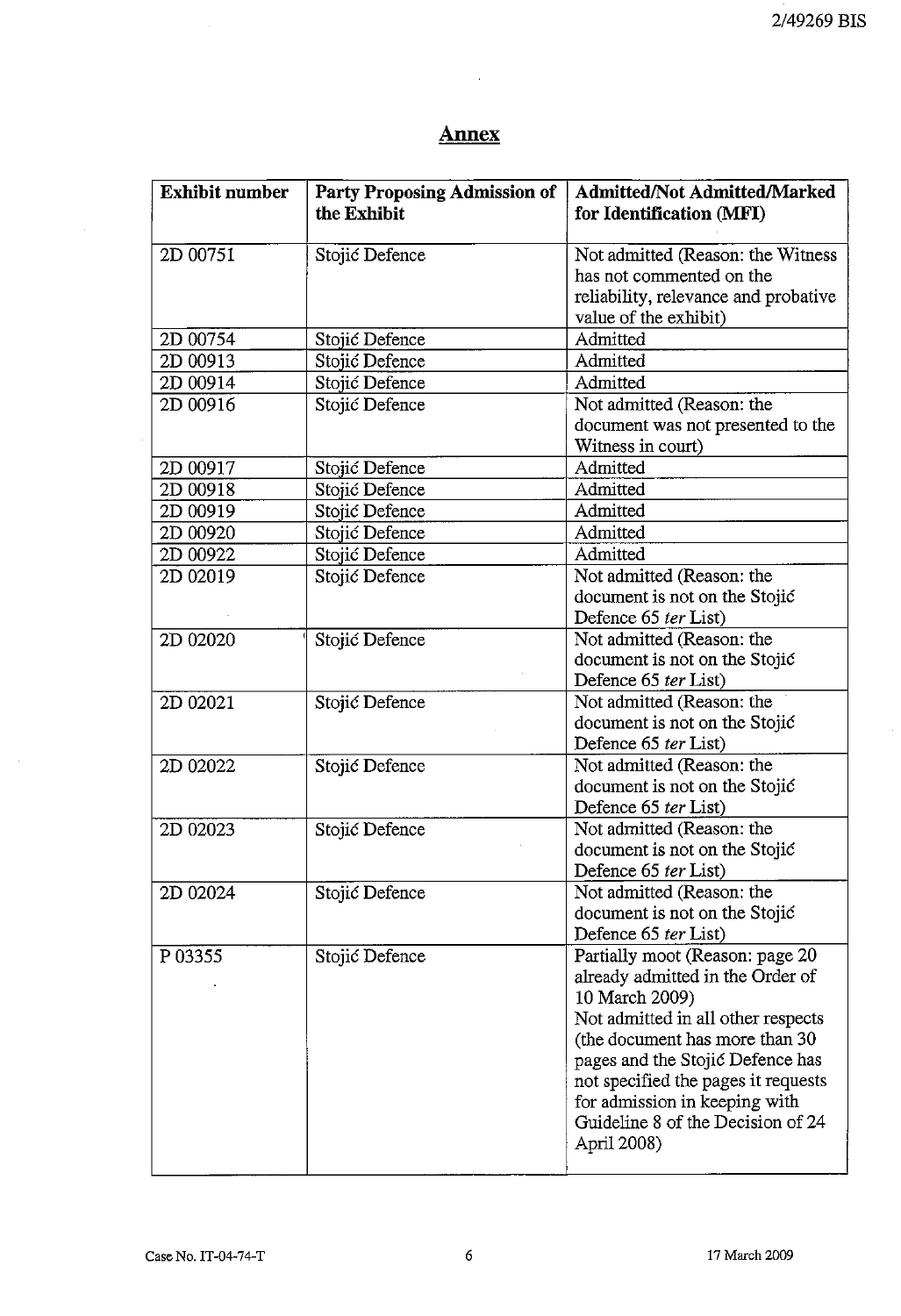## Annex

| Exhibit number | Party Proposing Admission of the Exhibit | Admitted/Not Admitted/Marked for Identification (MFI) |
|---|---|---|
| 2D 00751 | Stojić Defence | Not admitted (Reason: the Witness has not commented on the reliability, relevance and probative value of the exhibit) |
| 2D 00754 | Stojić Defence | Admitted |
| 2D 00913 | Stojić Defence | Admitted |
| 2D 00914 | Stojić Defence | Admitted |
| 2D 00916 | Stojić Defence | Not admitted (Reason: the document was not presented to the Witness in court) |
| 2D 00917 | Stojić Defence | Admitted |
| 2D 00918 | Stojić Defence | Admitted |
| 2D 00919 | Stojić Defence | Admitted |
| 2D 00920 | Stojić Defence | Admitted |
| 2D 00922 | Stojić Defence | Admitted |
| 2D 02019 | Stojić Defence | Not admitted (Reason: the document is not on the Stojić Defence 65 *ter* List) |
| 2D 02020 | Stojić Defence | Not admitted (Reason: the document is not on the Stojić Defence 65 *ter* List) |
| 2D 02021 | Stojić Defence | Not admitted (Reason: the document is not on the Stojić Defence 65 *ter* List) |
| 2D 02022 | Stojić Defence | Not admitted (Reason: the document is not on the Stojić Defence 65 *ter* List) |
| 2D 02023 | Stojić Defence | Not admitted (Reason: the document is not on the Stojić Defence 65 *ter* List) |
| 2D 02024 | Stojić Defence | Not admitted (Reason: the document is not on the Stojić Defence 65 *ter* List) |
| P 03355 | Stojić Defence | Partially moot (Reason: page 20 already admitted in the Order of 10 March 2009) Not admitted in all other respects (the document has more than 30 pages and the Stojić Defence has not specified the pages it requests for admission in keeping with Guideline 8 of the Decision of 24 April 2008) |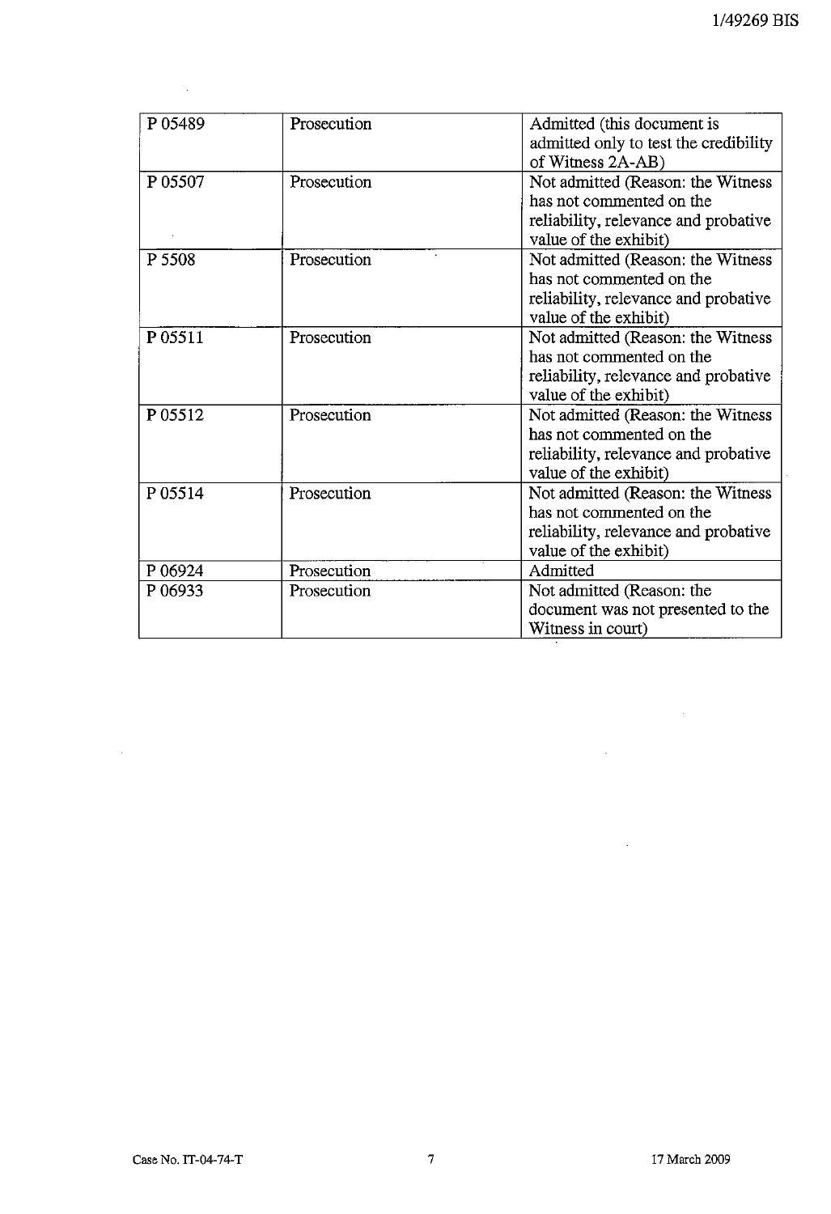| | | |
|---|---|---|
| P 05489 | Prosecution | Admitted (this document is admitted only to test the credibility of Witness 2A-AB) |
| P 05507 | Prosecution | Not admitted (Reason: the Witness has not commented on the reliability, relevance and probative value of the exhibit) |
| P 5508 | Prosecution | Not admitted (Reason: the Witness has not commented on the reliability, relevance and probative value of the exhibit) |
| P 05511 | Prosecution | Not admitted (Reason: the Witness has not commented on the reliability, relevance and probative value of the exhibit) |
| P 05512 | Prosecution | Not admitted (Reason: the Witness has not commented on the reliability, relevance and probative value of the exhibit) |
| P 05514 | Prosecution | Not admitted (Reason: the Witness has not commented on the reliability, relevance and probative value of the exhibit) |
| P 06924 | Prosecution | Admitted |
| P 06933 | Prosecution | Not admitted (Reason: the document was not presented to the Witness in court) |